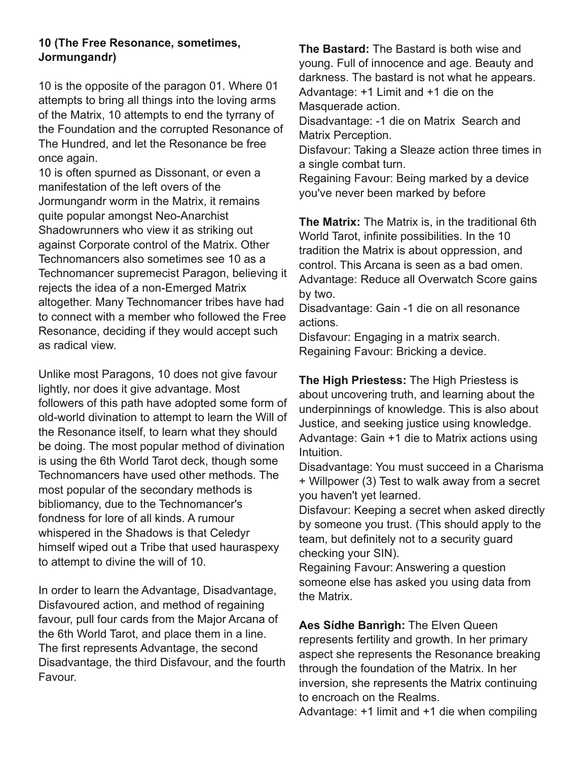**10 (The Free Resonance, sometimes, Jormungandr)**

10 is the opposite of the paragon 01. Where 01 attempts to bring all things into the loving arms of the Matrix, 10 attempts to end the tyrrany of the Foundation and the corrupted Resonance of The Hundred, and let the Resonance be free once again.
10 is often spurned as Dissonant, or even a manifestation of the left overs of the Jormungandr worm in the Matrix, it remains quite popular amongst Neo-Anarchist Shadowrunners who view it as striking out against Corporate control of the Matrix. Other Technomancers also sometimes see 10 as a Technomancer supremecist Paragon, believing it rejects the idea of a non-Emerged Matrix altogether. Many Technomancer tribes have had to connect with a member who followed the Free Resonance, deciding if they would accept such as radical view.

Unlike most Paragons, 10 does not give favour lightly, nor does it give advantage. Most followers of this path have adopted some form of old-world divination to attempt to learn the Will of the Resonance itself, to learn what they should be doing. The most popular method of divination is using the 6th World Tarot deck, though some Technomancers have used other methods. The most popular of the secondary methods is bibliomancy, due to the Technomancer's fondness for lore of all kinds. A rumour whispered in the Shadows is that Celedyr himself wiped out a Tribe that used hauraspexy to attempt to divine the will of 10.

In order to learn the Advantage, Disadvantage, Disfavoured action, and method of regaining favour, pull four cards from the Major Arcana of the 6th World Tarot, and place them in a line. The first represents Advantage, the second Disadvantage, the third Disfavour, and the fourth Favour.

**The Bastard:** The Bastard is both wise and young. Full of innocence and age. Beauty and darkness. The bastard is not what he appears.
Advantage: +1 Limit and +1 die on the Masquerade action.
Disadvantage: -1 die on Matrix Search and Matrix Perception.
Disfavour: Taking a Sleaze action three times in a single combat turn.
Regaining Favour: Being marked by a device you've never been marked by before

**The Matrix:** The Matrix is, in the traditional 6th World Tarot, infinite possibilities. In the 10 tradition the Matrix is about oppression, and control. This Arcana is seen as a bad omen.
Advantage: Reduce all Overwatch Score gains by two.
Disadvantage: Gain -1 die on all resonance actions.
Disfavour: Engaging in a matrix search.
Regaining Favour: Bricking a device.

**The High Priestess:** The High Priestess is about uncovering truth, and learning about the underpinnings of knowledge. This is also about Justice, and seeking justice using knowledge.
Advantage: Gain +1 die to Matrix actions using Intuition.
Disadvantage: You must succeed in a Charisma + Willpower (3) Test to walk away from a secret you haven't yet learned.
Disfavour: Keeping a secret when asked directly by someone you trust. (This should apply to the team, but definitely not to a security guard checking your SIN).
Regaining Favour: Answering a question someone else has asked you using data from the Matrix.

**Aes Sídhe Banrìgh:** The Elven Queen represents fertility and growth. In her primary aspect she represents the Resonance breaking through the foundation of the Matrix. In her inversion, she represents the Matrix continuing to encroach on the Realms.
Advantage: +1 limit and +1 die when compiling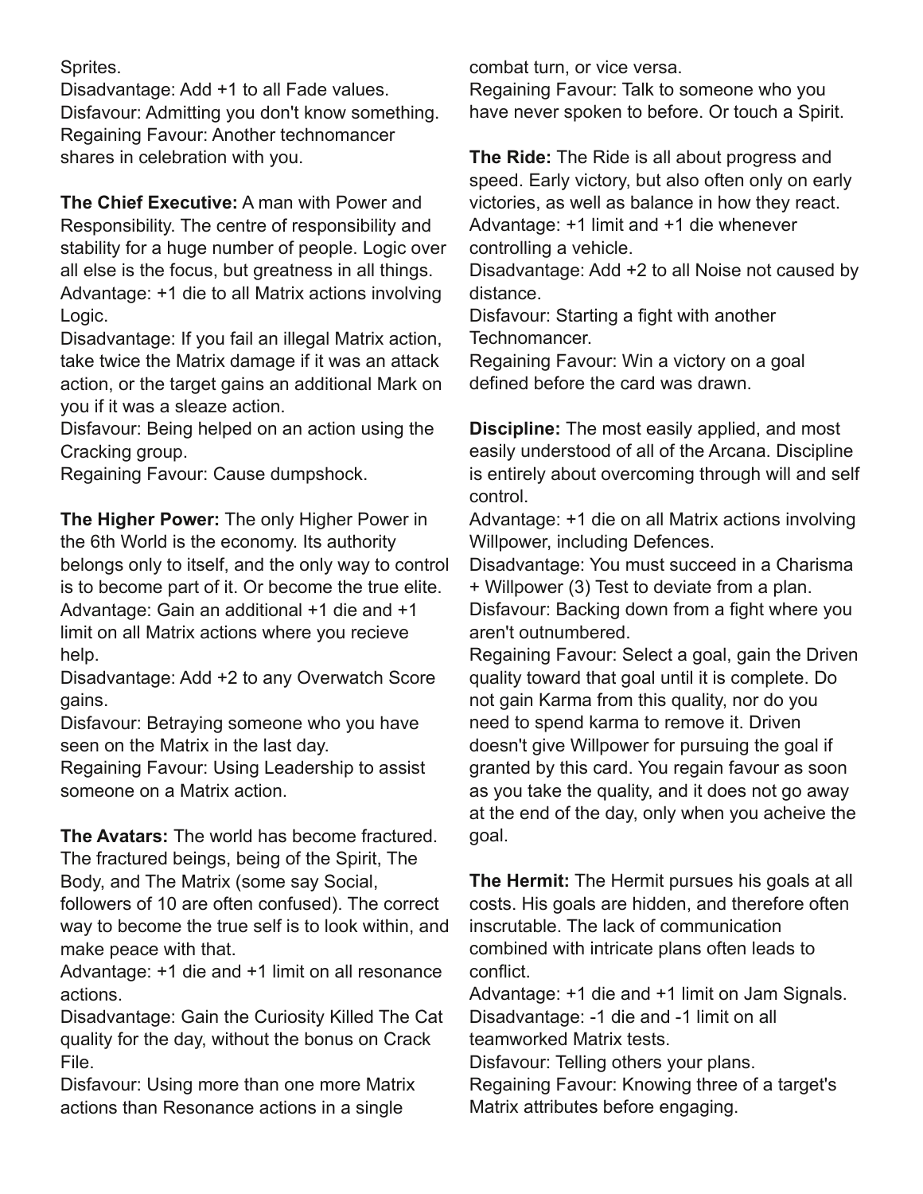Sprites.
Disadvantage: Add +1 to all Fade values.
Disfavour: Admitting you don't know something.
Regaining Favour: Another technomancer shares in celebration with you.

**The Chief Executive:** A man with Power and Responsibility. The centre of responsibility and stability for a huge number of people. Logic over all else is the focus, but greatness in all things.
Advantage: +1 die to all Matrix actions involving Logic.
Disadvantage: If you fail an illegal Matrix action, take twice the Matrix damage if it was an attack action, or the target gains an additional Mark on you if it was a sleaze action.
Disfavour: Being helped on an action using the Cracking group.
Regaining Favour: Cause dumpshock.

**The Higher Power:** The only Higher Power in the 6th World is the economy. Its authority belongs only to itself, and the only way to control is to become part of it. Or become the true elite.
Advantage: Gain an additional +1 die and +1 limit on all Matrix actions where you recieve help.
Disadvantage: Add +2 to any Overwatch Score gains.
Disfavour: Betraying someone who you have seen on the Matrix in the last day.
Regaining Favour: Using Leadership to assist someone on a Matrix action.

**The Avatars:** The world has become fractured. The fractured beings, being of the Spirit, The Body, and The Matrix (some say Social, followers of 10 are often confused). The correct way to become the true self is to look within, and make peace with that.
Advantage: +1 die and +1 limit on all resonance actions.
Disadvantage: Gain the Curiosity Killed The Cat quality for the day, without the bonus on Crack File.
Disfavour: Using more than one more Matrix actions than Resonance actions in a single combat turn, or vice versa.
Regaining Favour: Talk to someone who you have never spoken to before. Or touch a Spirit.

**The Ride:** The Ride is all about progress and speed. Early victory, but also often only on early victories, as well as balance in how they react.
Advantage: +1 limit and +1 die whenever controlling a vehicle.
Disadvantage: Add +2 to all Noise not caused by distance.
Disfavour: Starting a fight with another Technomancer.
Regaining Favour: Win a victory on a goal defined before the card was drawn.

**Discipline:** The most easily applied, and most easily understood of all of the Arcana. Discipline is entirely about overcoming through will and self control.
Advantage: +1 die on all Matrix actions involving Willpower, including Defences.
Disadvantage: You must succeed in a Charisma + Willpower (3) Test to deviate from a plan.
Disfavour: Backing down from a fight where you aren't outnumbered.
Regaining Favour: Select a goal, gain the Driven quality toward that goal until it is complete. Do not gain Karma from this quality, nor do you need to spend karma to remove it. Driven doesn't give Willpower for pursuing the goal if granted by this card. You regain favour as soon as you take the quality, and it does not go away at the end of the day, only when you acheive the goal.

**The Hermit:** The Hermit pursues his goals at all costs. His goals are hidden, and therefore often inscrutable. The lack of communication combined with intricate plans often leads to conflict.
Advantage: +1 die and +1 limit on Jam Signals.
Disadvantage: -1 die and -1 limit on all teamworked Matrix tests.
Disfavour: Telling others your plans.
Regaining Favour: Knowing three of a target's Matrix attributes before engaging.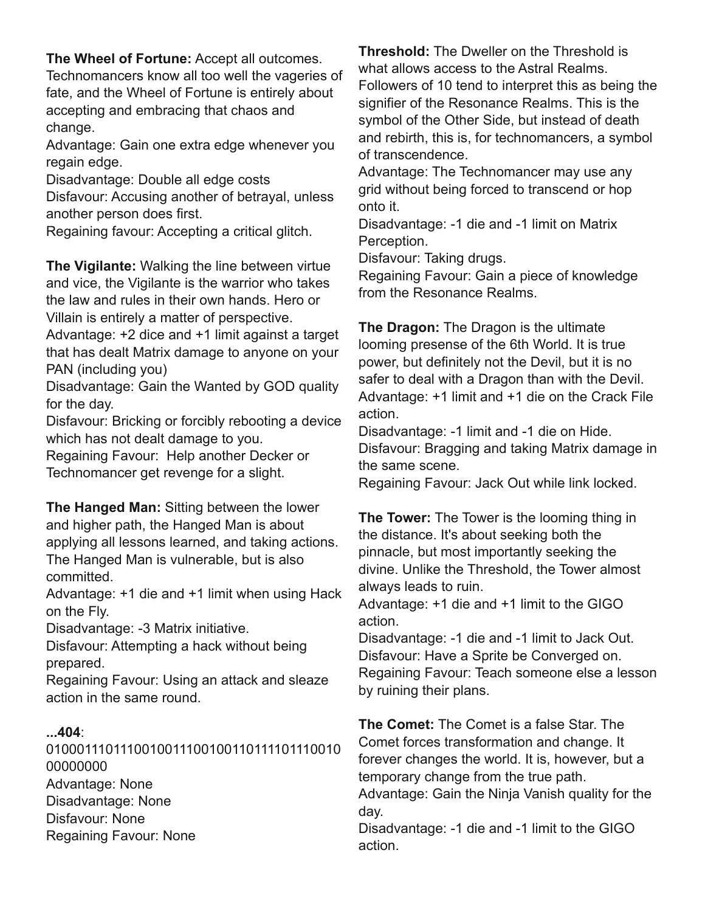**The Wheel of Fortune:** Accept all outcomes. Technomancers know all too well the vageries of fate, and the Wheel of Fortune is entirely about accepting and embracing that chaos and change.
Advantage: Gain one extra edge whenever you regain edge.
Disadvantage: Double all edge costs
Disfavour: Accusing another of betrayal, unless another person does first.
Regaining favour: Accepting a critical glitch.

**The Vigilante:** Walking the line between virtue and vice, the Vigilante is the warrior who takes the law and rules in their own hands. Hero or Villain is entirely a matter of perspective.
Advantage: +2 dice and +1 limit against a target that has dealt Matrix damage to anyone on your PAN (including you)
Disadvantage: Gain the Wanted by GOD quality for the day.
Disfavour: Bricking or forcibly rebooting a device which has not dealt damage to you.
Regaining Favour: Help another Decker or Technomancer get revenge for a slight.

**The Hanged Man:** Sitting between the lower and higher path, the Hanged Man is about applying all lessons learned, and taking actions. The Hanged Man is vulnerable, but is also committed.
Advantage: +1 die and +1 limit when using Hack on the Fly.
Disadvantage: -3 Matrix initiative.
Disfavour: Attempting a hack without being prepared.
Regaining Favour: Using an attack and sleaze action in the same round.

**...404**:
0100011101110010011100100110111101110010 00000000
Advantage: None
Disadvantage: None
Disfavour: None
Regaining Favour: None

**Threshold:** The Dweller on the Threshold is what allows access to the Astral Realms. Followers of 10 tend to interpret this as being the signifier of the Resonance Realms. This is the symbol of the Other Side, but instead of death and rebirth, this is, for technomancers, a symbol of transcendence.
Advantage: The Technomancer may use any grid without being forced to transcend or hop onto it.
Disadvantage: -1 die and -1 limit on Matrix Perception.
Disfavour: Taking drugs.
Regaining Favour: Gain a piece of knowledge from the Resonance Realms.

**The Dragon:** The Dragon is the ultimate looming presense of the 6th World. It is true power, but definitely not the Devil, but it is no safer to deal with a Dragon than with the Devil.
Advantage: +1 limit and +1 die on the Crack File action.
Disadvantage: -1 limit and -1 die on Hide.
Disfavour: Bragging and taking Matrix damage in the same scene.
Regaining Favour: Jack Out while link locked.

**The Tower:** The Tower is the looming thing in the distance. It's about seeking both the pinnacle, but most importantly seeking the divine. Unlike the Threshold, the Tower almost always leads to ruin.
Advantage: +1 die and +1 limit to the GIGO action.
Disadvantage: -1 die and -1 limit to Jack Out.
Disfavour: Have a Sprite be Converged on.
Regaining Favour: Teach someone else a lesson by ruining their plans.

**The Comet:** The Comet is a false Star. The Comet forces transformation and change. It forever changes the world. It is, however, but a temporary change from the true path.
Advantage: Gain the Ninja Vanish quality for the day.
Disadvantage: -1 die and -1 limit to the GIGO action.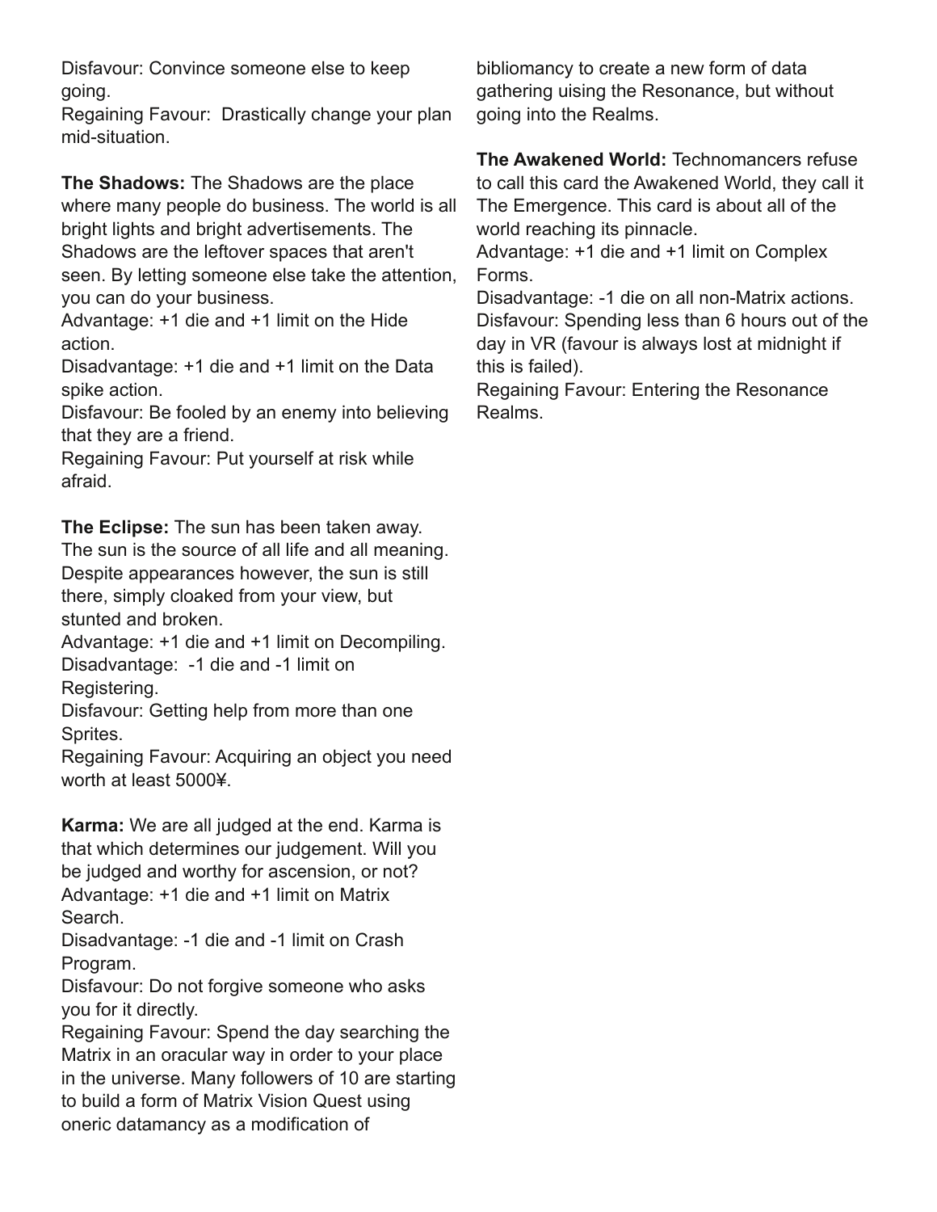Disfavour: Convince someone else to keep going.
Regaining Favour: Drastically change your plan mid-situation.

**The Shadows:** The Shadows are the place where many people do business. The world is all bright lights and bright advertisements. The Shadows are the leftover spaces that aren't seen. By letting someone else take the attention, you can do your business.
Advantage: +1 die and +1 limit on the Hide action.
Disadvantage: +1 die and +1 limit on the Data spike action.
Disfavour: Be fooled by an enemy into believing that they are a friend.
Regaining Favour: Put yourself at risk while afraid.

**The Eclipse:** The sun has been taken away. The sun is the source of all life and all meaning. Despite appearances however, the sun is still there, simply cloaked from your view, but stunted and broken.
Advantage: +1 die and +1 limit on Decompiling.
Disadvantage: -1 die and -1 limit on Registering.
Disfavour: Getting help from more than one Sprites.
Regaining Favour: Acquiring an object you need worth at least 5000¥.

**Karma:** We are all judged at the end. Karma is that which determines our judgement. Will you be judged and worthy for ascension, or not?
Advantage: +1 die and +1 limit on Matrix Search.
Disadvantage: -1 die and -1 limit on Crash Program.
Disfavour: Do not forgive someone who asks you for it directly.
Regaining Favour: Spend the day searching the Matrix in an oracular way in order to your place in the universe. Many followers of 10 are starting to build a form of Matrix Vision Quest using oneric datamancy as a modification of bibliomancy to create a new form of data gathering uising the Resonance, but without going into the Realms.

**The Awakened World:** Technomancers refuse to call this card the Awakened World, they call it The Emergence. This card is about all of the world reaching its pinnacle.
Advantage: +1 die and +1 limit on Complex Forms.
Disadvantage: -1 die on all non-Matrix actions.
Disfavour: Spending less than 6 hours out of the day in VR (favour is always lost at midnight if this is failed).
Regaining Favour: Entering the Resonance Realms.